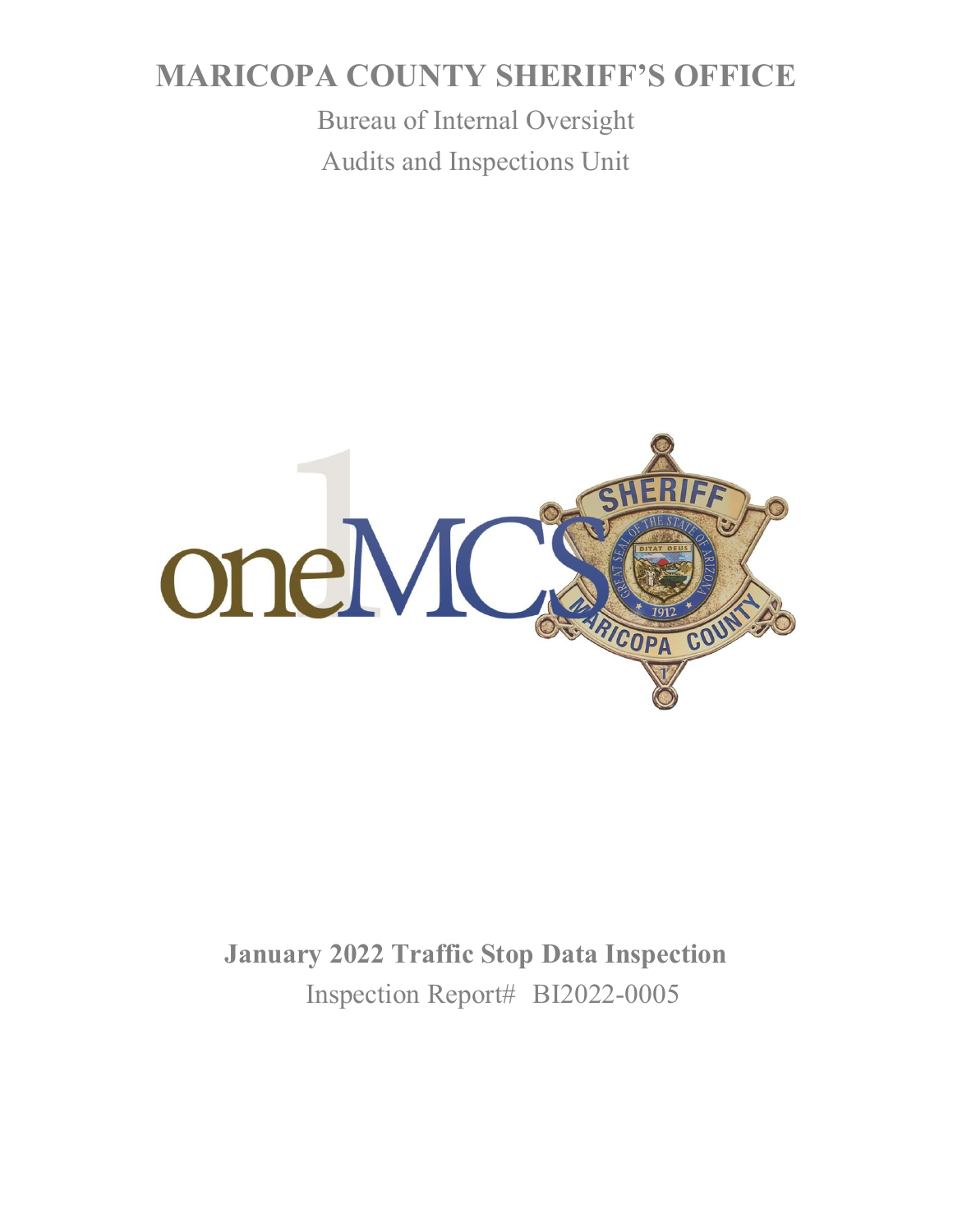# MARICOPA COUNTY SHERIFF'S OFFICE

Bureau of Internal Oversight

Audits and Inspections Unit

**January 2022 Traffic Stop Data Inspection**

Inspection Report# BI2022-0005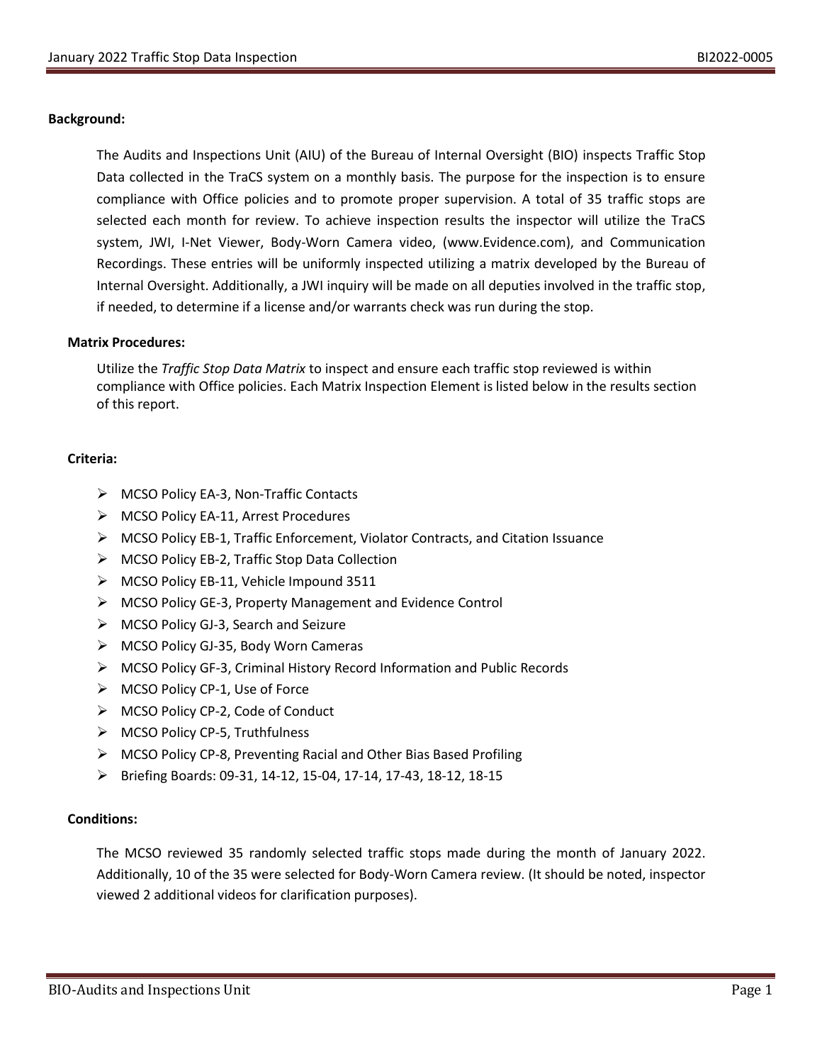**Background:**

The Audits and Inspections Unit (AIU) of the Bureau of Internal Oversight (BIO) inspects Traffic Stop Data collected in the TraCS system on a monthly basis. The purpose for the inspection is to ensure compliance with Office policies and to promote proper supervision. A total of 35 traffic stops are selected each month for review. To achieve inspection results the inspector will utilize the TraCS system, JWI, I-Net Viewer, Body-Worn Camera video, (www.Evidence.com), and Communication Recordings. These entries will be uniformly inspected utilizing a matrix developed by the Bureau of Internal Oversight. Additionally, a JWI inquiry will be made on all deputies involved in the traffic stop, if needed, to determine if a license and/or warrants check was run during the stop.

**Matrix Procedures:**

Utilize the *Traffic Stop Data Matrix* to inspect and ensure each traffic stop reviewed is within compliance with Office policies. Each Matrix Inspection Element is listed below in the results section of this report.

**Criteria:**

- MCSO Policy EA-3, Non-Traffic Contacts
- MCSO Policy EA-11, Arrest Procedures
- MCSO Policy EB-1, Traffic Enforcement, Violator Contracts, and Citation Issuance
- MCSO Policy EB-2, Traffic Stop Data Collection
- MCSO Policy EB-11, Vehicle Impound 3511
- MCSO Policy GE-3, Property Management and Evidence Control
- MCSO Policy GJ-3, Search and Seizure
- MCSO Policy GJ-35, Body Worn Cameras
- MCSO Policy GF-3, Criminal History Record Information and Public Records
- MCSO Policy CP-1, Use of Force
- MCSO Policy CP-2, Code of Conduct
- MCSO Policy CP-5, Truthfulness
- MCSO Policy CP-8, Preventing Racial and Other Bias Based Profiling
- Briefing Boards: 09-31, 14-12, 15-04, 17-14, 17-43, 18-12, 18-15

**Conditions:**

The MCSO reviewed 35 randomly selected traffic stops made during the month of January 2022. Additionally, 10 of the 35 were selected for Body-Worn Camera review. (It should be noted, inspector viewed 2 additional videos for clarification purposes).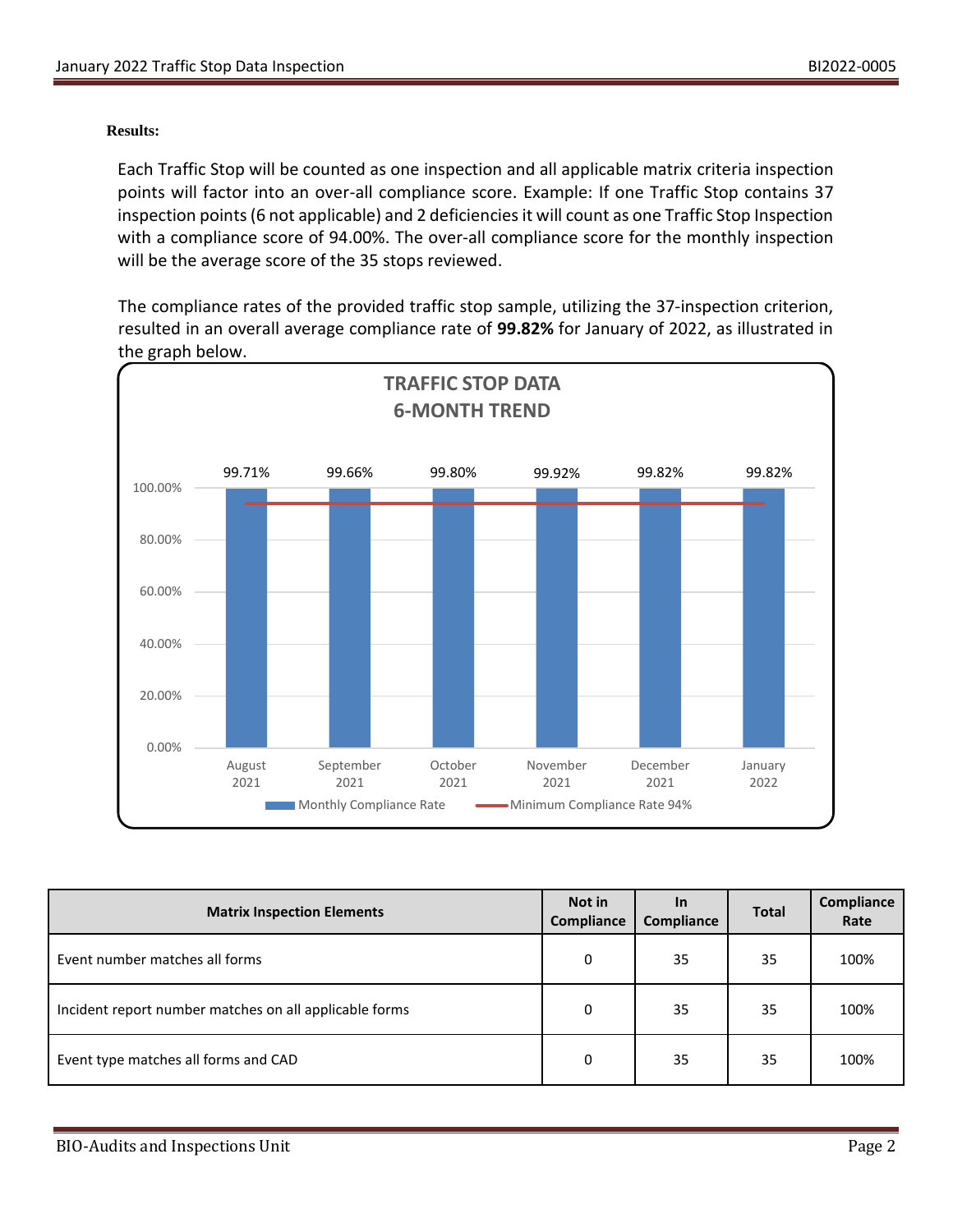**Results:**

Each Traffic Stop will be counted as one inspection and all applicable matrix criteria inspection points will factor into an over-all compliance score. Example: If one Traffic Stop contains 37 inspection points (6 not applicable) and 2 deficiencies it will count as one Traffic Stop Inspection with a compliance score of 94.00%. The over-all compliance score for the monthly inspection will be the average score of the 35 stops reviewed.

The compliance rates of the provided traffic stop sample, utilizing the 37-inspection criterion, resulted in an overall average compliance rate of **99.82%** for January of 2022, as illustrated in the graph below.

**TRAFFIC STOP DATA**
**6-MONTH TREND**

| Month | August 2021 | September 2021 | October 2021 | November 2021 | December 2021 | January 2022 |
|---|---|---|---|---|---|---|
| Monthly Compliance Rate | 99.71% | 99.66% | 99.80% | 99.92% | 99.82% | 99.82% |

Monthly Compliance Rate — Minimum Compliance Rate 94%

| Matrix Inspection Elements | Not in Compliance | In Compliance | Total | Compliance Rate |
|---|---|---|---|---|
| Event number matches all forms | 0 | 35 | 35 | 100% |
| Incident report number matches on all applicable forms | 0 | 35 | 35 | 100% |
| Event type matches all forms and CAD | 0 | 35 | 35 | 100% |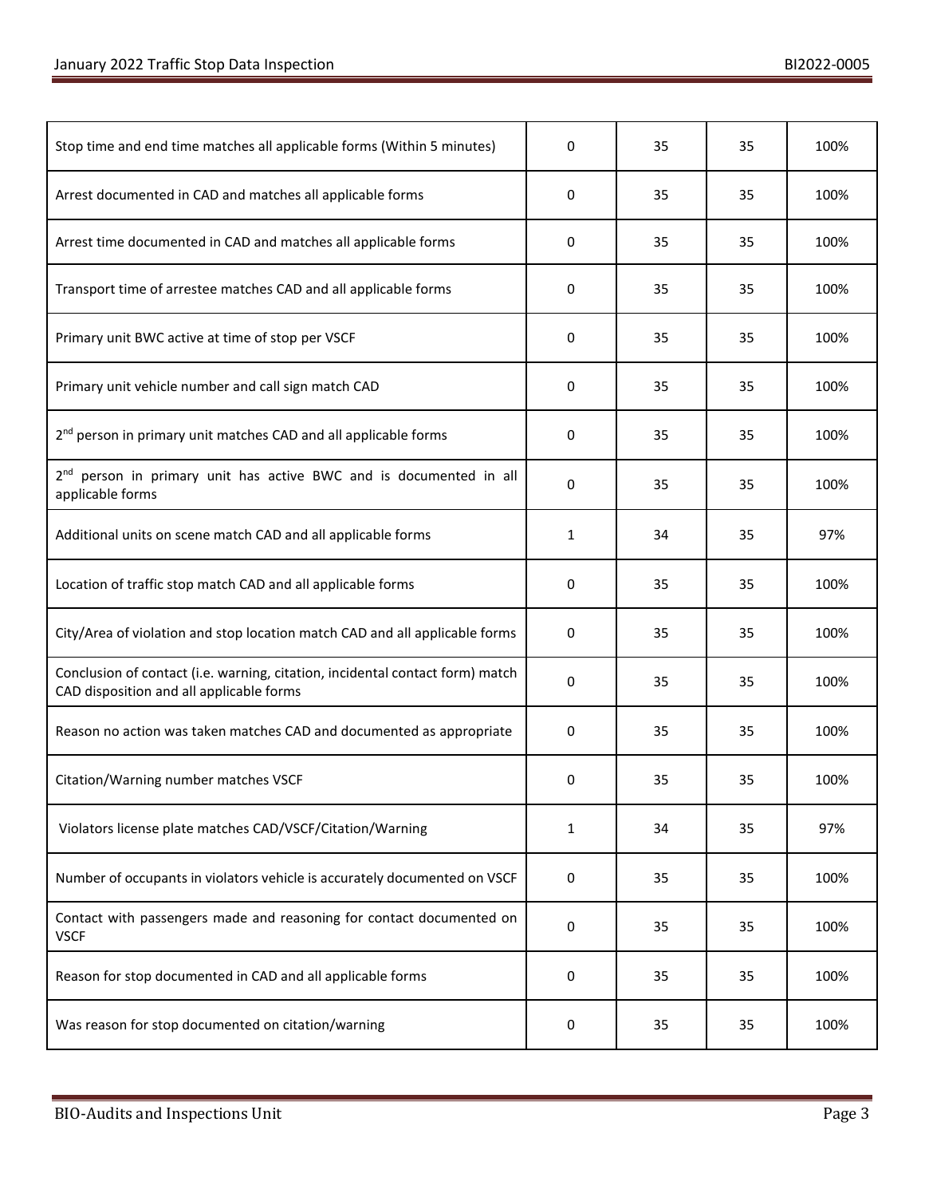| | | | | |
|---|---|---|---|---|
| Stop time and end time matches all applicable forms (Within 5 minutes) | 0 | 35 | 35 | 100% |
| Arrest documented in CAD and matches all applicable forms | 0 | 35 | 35 | 100% |
| Arrest time documented in CAD and matches all applicable forms | 0 | 35 | 35 | 100% |
| Transport time of arrestee matches CAD and all applicable forms | 0 | 35 | 35 | 100% |
| Primary unit BWC active at time of stop per VSCF | 0 | 35 | 35 | 100% |
| Primary unit vehicle number and call sign match CAD | 0 | 35 | 35 | 100% |
| 2nd person in primary unit matches CAD and all applicable forms | 0 | 35 | 35 | 100% |
| 2nd person in primary unit has active BWC and is documented in all applicable forms | 0 | 35 | 35 | 100% |
| Additional units on scene match CAD and all applicable forms | 1 | 34 | 35 | 97% |
| Location of traffic stop match CAD and all applicable forms | 0 | 35 | 35 | 100% |
| City/Area of violation and stop location match CAD and all applicable forms | 0 | 35 | 35 | 100% |
| Conclusion of contact (i.e. warning, citation, incidental contact form) match CAD disposition and all applicable forms | 0 | 35 | 35 | 100% |
| Reason no action was taken matches CAD and documented as appropriate | 0 | 35 | 35 | 100% |
| Citation/Warning number matches VSCF | 0 | 35 | 35 | 100% |
| Violators license plate matches CAD/VSCF/Citation/Warning | 1 | 34 | 35 | 97% |
| Number of occupants in violators vehicle is accurately documented on VSCF | 0 | 35 | 35 | 100% |
| Contact with passengers made and reasoning for contact documented on VSCF | 0 | 35 | 35 | 100% |
| Reason for stop documented in CAD and all applicable forms | 0 | 35 | 35 | 100% |
| Was reason for stop documented on citation/warning | 0 | 35 | 35 | 100% |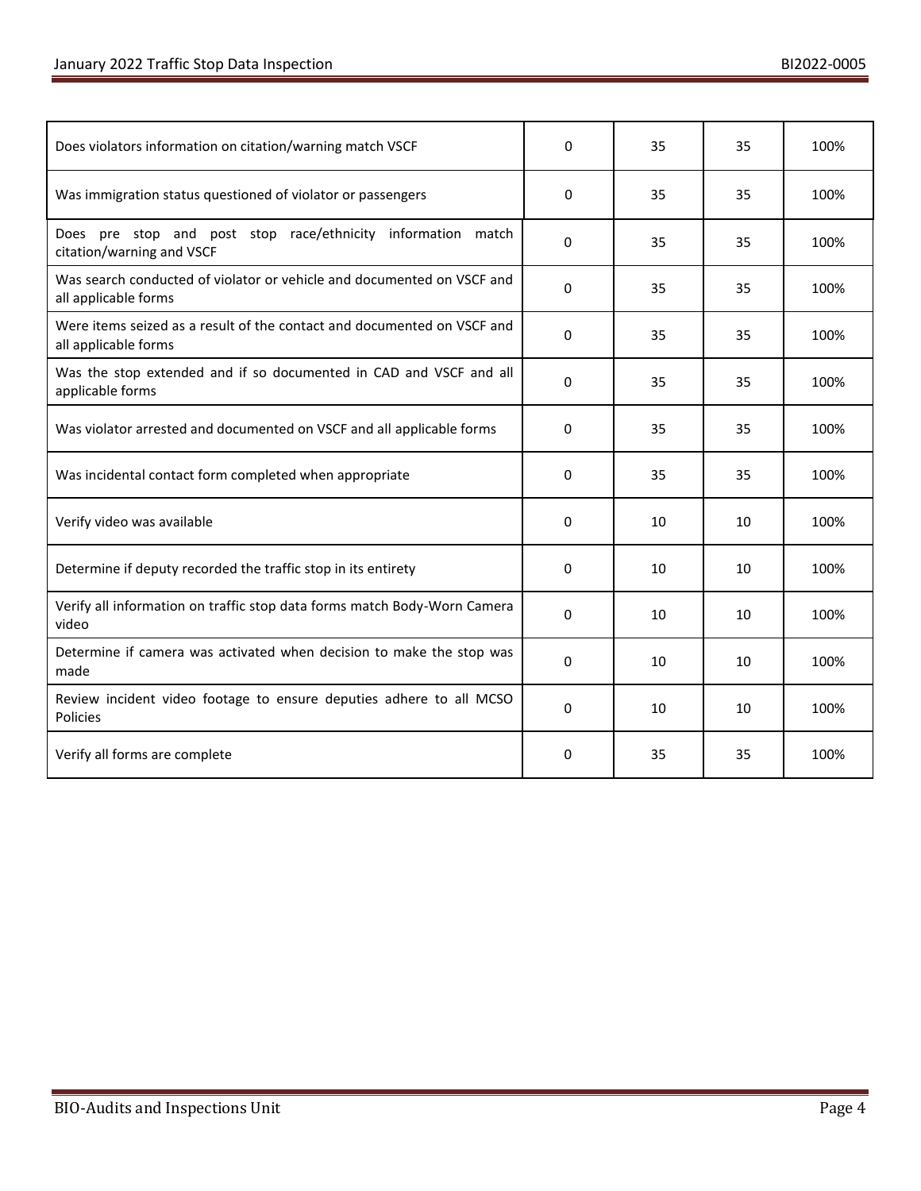| | | | | |
|---|---|---|---|---|
| Does violators information on citation/warning match VSCF | 0 | 35 | 35 | 100% |
| Was immigration status questioned of violator or passengers | 0 | 35 | 35 | 100% |
| Does pre stop and post stop race/ethnicity information match citation/warning and VSCF | 0 | 35 | 35 | 100% |
| Was search conducted of violator or vehicle and documented on VSCF and all applicable forms | 0 | 35 | 35 | 100% |
| Were items seized as a result of the contact and documented on VSCF and all applicable forms | 0 | 35 | 35 | 100% |
| Was the stop extended and if so documented in CAD and VSCF and all applicable forms | 0 | 35 | 35 | 100% |
| Was violator arrested and documented on VSCF and all applicable forms | 0 | 35 | 35 | 100% |
| Was incidental contact form completed when appropriate | 0 | 35 | 35 | 100% |
| Verify video was available | 0 | 10 | 10 | 100% |
| Determine if deputy recorded the traffic stop in its entirety | 0 | 10 | 10 | 100% |
| Verify all information on traffic stop data forms match Body-Worn Camera video | 0 | 10 | 10 | 100% |
| Determine if camera was activated when decision to make the stop was made | 0 | 10 | 10 | 100% |
| Review incident video footage to ensure deputies adhere to all MCSO Policies | 0 | 10 | 10 | 100% |
| Verify all forms are complete | 0 | 35 | 35 | 100% |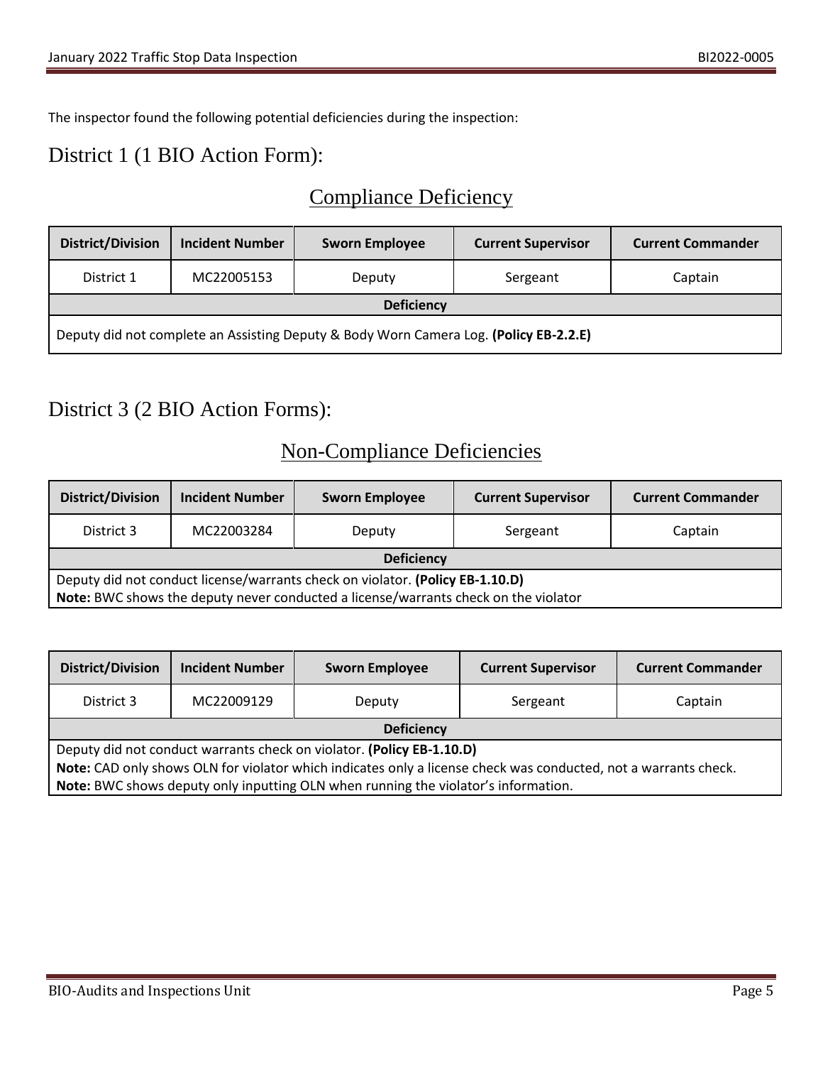The inspector found the following potential deficiencies during the inspection:

# District 1 (1 BIO Action Form):

## Compliance Deficiency

| District/Division | Incident Number | Sworn Employee | Current Supervisor | Current Commander |
|---|---|---|---|---|
| District 1 | MC22005153 | Deputy | Sergeant | Captain |
| **Deficiency** | | | | |
| Deputy did not complete an Assisting Deputy & Body Worn Camera Log. **(Policy EB-2.2.E)** | | | | |

# District 3 (2 BIO Action Forms):

## Non-Compliance Deficiencies

| District/Division | Incident Number | Sworn Employee | Current Supervisor | Current Commander |
|---|---|---|---|---|
| District 3 | MC22003284 | Deputy | Sergeant | Captain |
| **Deficiency** | | | | |
| Deputy did not conduct license/warrants check on violator. **(Policy EB-1.10.D)**<br>**Note:** BWC shows the deputy never conducted a license/warrants check on the violator | | | | |

| District/Division | Incident Number | Sworn Employee | Current Supervisor | Current Commander |
|---|---|---|---|---|
| District 3 | MC22009129 | Deputy | Sergeant | Captain |
| **Deficiency** | | | | |
| Deputy did not conduct warrants check on violator. **(Policy EB-1.10.D)**<br>**Note:** CAD only shows OLN for violator which indicates only a license check was conducted, not a warrants check.<br>**Note:** BWC shows deputy only inputting OLN when running the violator's information. | | | | |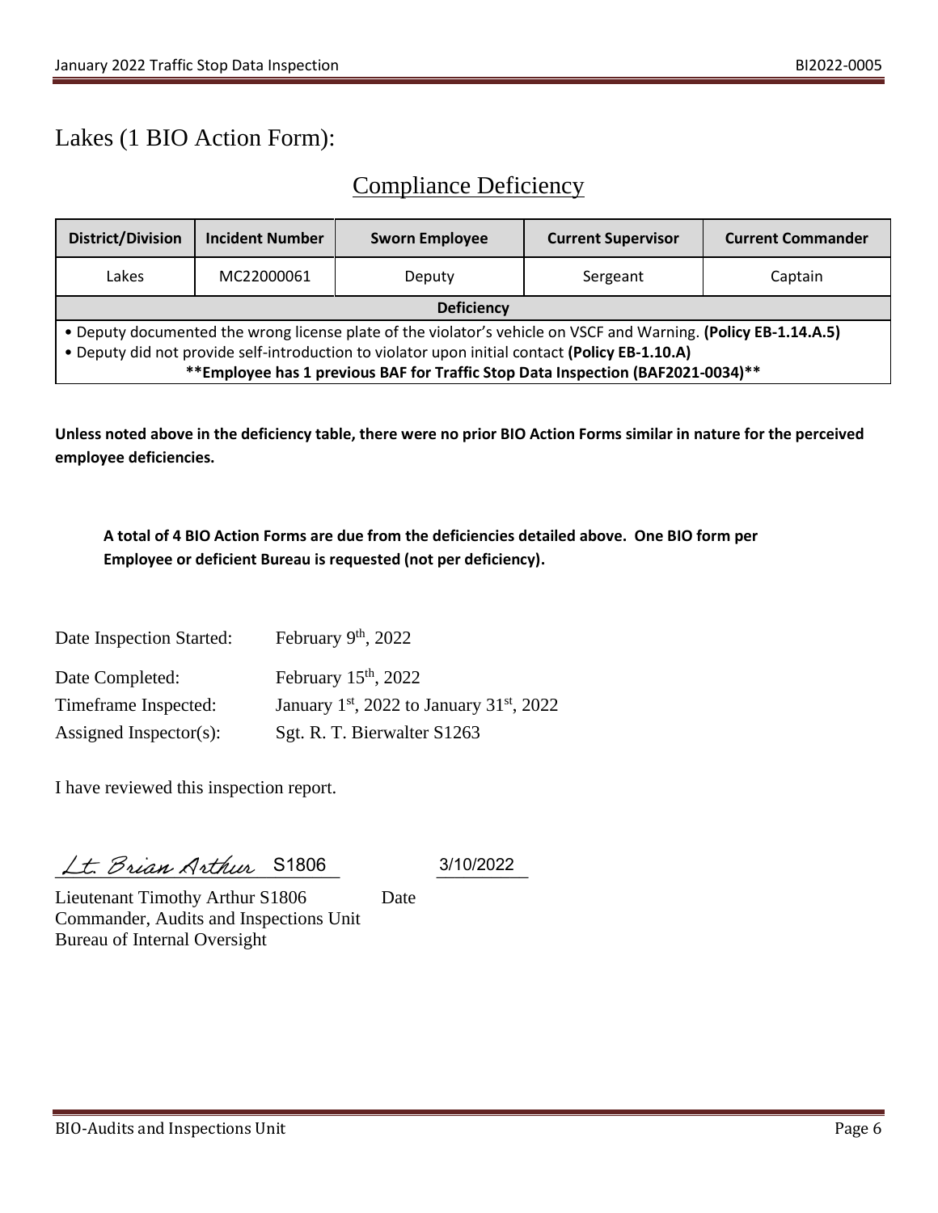## Lakes (1 BIO Action Form):

### Compliance Deficiency

| District/Division | Incident Number | Sworn Employee | Current Supervisor | Current Commander |
|---|---|---|---|---|
| Lakes | MC22000061 | Deputy | Sergeant | Captain |
| **Deficiency** | | | | |
| • Deputy documented the wrong license plate of the violator's vehicle on VSCF and Warning. **(Policy EB-1.14.A.5)**<br>• Deputy did not provide self-introduction to violator upon initial contact **(Policy EB-1.10.A)**<br>**\*\*Employee has 1 previous BAF for Traffic Stop Data Inspection (BAF2021-0034)\*\*** | | | | |

**Unless noted above in the deficiency table, there were no prior BIO Action Forms similar in nature for the perceived employee deficiencies.**

**A total of 4 BIO Action Forms are due from the deficiencies detailed above. One BIO form per Employee or deficient Bureau is requested (not per deficiency).**

Date Inspection Started: February 9th, 2022

Date Completed: February 15th, 2022

Timeframe Inspected: January 1st, 2022 to January 31st, 2022

Assigned Inspector(s): Sgt. R. T. Bierwalter S1263

I have reviewed this inspection report.

*Lt. Brian Arthur* S1806 3/10/2022

Lieutenant Timothy Arthur S1806 Date
Commander, Audits and Inspections Unit
Bureau of Internal Oversight